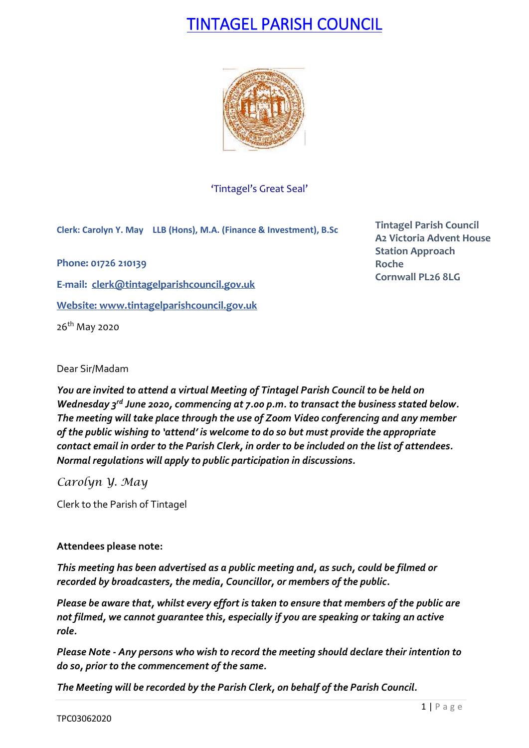# TINTAGEL PARISH COUNCIL

'Tintagel's Great Seal'

**Clerk: Carolyn Y. May LLB (Hons), M.A. (Finance & Investment), B.Sc**

**Tintagel Parish Council**
**A2 Victoria Advent House**
**Station Approach**
**Roche**
**Cornwall PL26 8LG**

**Phone: 01726 210139**

**E-mail: clerk@tintagelparishcouncil.gov.uk**

**Website: www.tintagelparishcouncil.gov.uk**

26th May 2020

Dear Sir/Madam

***You are invited to attend a virtual Meeting of Tintagel Parish Council to be held on Wednesday 3rd June 2020, commencing at 7.00 p.m. to transact the business stated below. The meeting will take place through the use of Zoom Video conferencing and any member of the public wishing to 'attend' is welcome to do so but must provide the appropriate contact email in order to the Parish Clerk, in order to be included on the list of attendees. Normal regulations will apply to public participation in discussions.***

*Carolyn Y. May*

Clerk to the Parish of Tintagel

**Attendees please note:**

***This meeting has been advertised as a public meeting and, as such, could be filmed or recorded by broadcasters, the media, Councillor, or members of the public.***

***Please be aware that, whilst every effort is taken to ensure that members of the public are not filmed, we cannot guarantee this, especially if you are speaking or taking an active role.***

***Please Note - Any persons who wish to record the meeting should declare their intention to do so, prior to the commencement of the same.***

***The Meeting will be recorded by the Parish Clerk, on behalf of the Parish Council.***

TPC03062020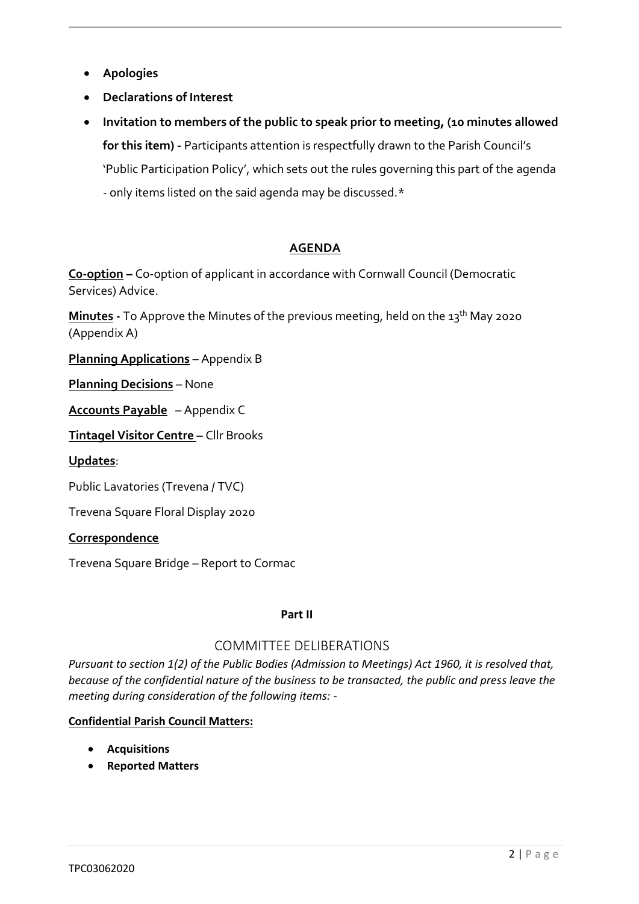- **Apologies**
- **Declarations of Interest**
- **Invitation to members of the public to speak prior to meeting, (10 minutes allowed for this item) -** Participants attention is respectfully drawn to the Parish Council's 'Public Participation Policy', which sets out the rules governing this part of the agenda - only items listed on the said agenda may be discussed.*

## AGENDA

**Co-option –** Co-option of applicant in accordance with Cornwall Council (Democratic Services) Advice.

**Minutes -** To Approve the Minutes of the previous meeting, held on the 13th May 2020 (Appendix A)

**Planning Applications** – Appendix B

**Planning Decisions** – None

**Accounts Payable** – Appendix C

**Tintagel Visitor Centre –** Cllr Brooks

**Updates**:

Public Lavatories (Trevena / TVC)

Trevena Square Floral Display 2020

**Correspondence**

Trevena Square Bridge – Report to Cormac

**Part II**

## COMMITTEE DELIBERATIONS

*Pursuant to section 1(2) of the Public Bodies (Admission to Meetings) Act 1960, it is resolved that, because of the confidential nature of the business to be transacted, the public and press leave the meeting during consideration of the following items: -*

**Confidential Parish Council Matters:**

- **Acquisitions**
- **Reported Matters**

TPC03062020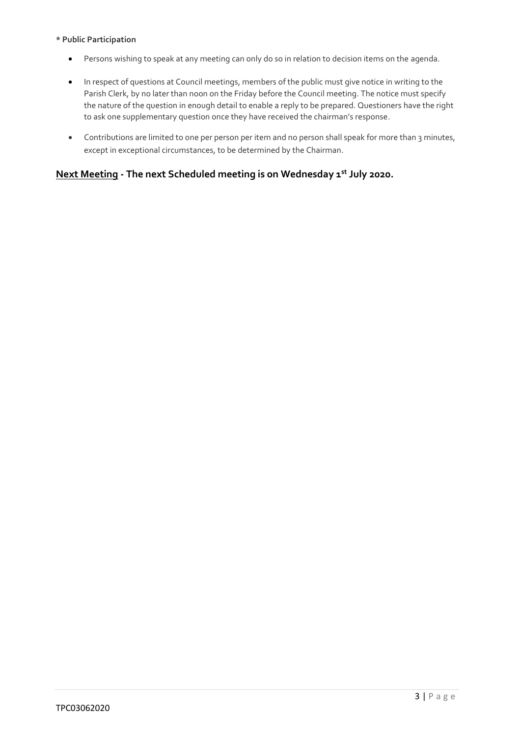**\* Public Participation**

- Persons wishing to speak at any meeting can only do so in relation to decision items on the agenda.
- In respect of questions at Council meetings, members of the public must give notice in writing to the Parish Clerk, by no later than noon on the Friday before the Council meeting. The notice must specify the nature of the question in enough detail to enable a reply to be prepared. Questioners have the right to ask one supplementary question once they have received the chairman's response.
- Contributions are limited to one per person per item and no person shall speak for more than 3 minutes, except in exceptional circumstances, to be determined by the Chairman.

**Next Meeting - The next Scheduled meeting is on Wednesday 1st July 2020.**

TPC03062020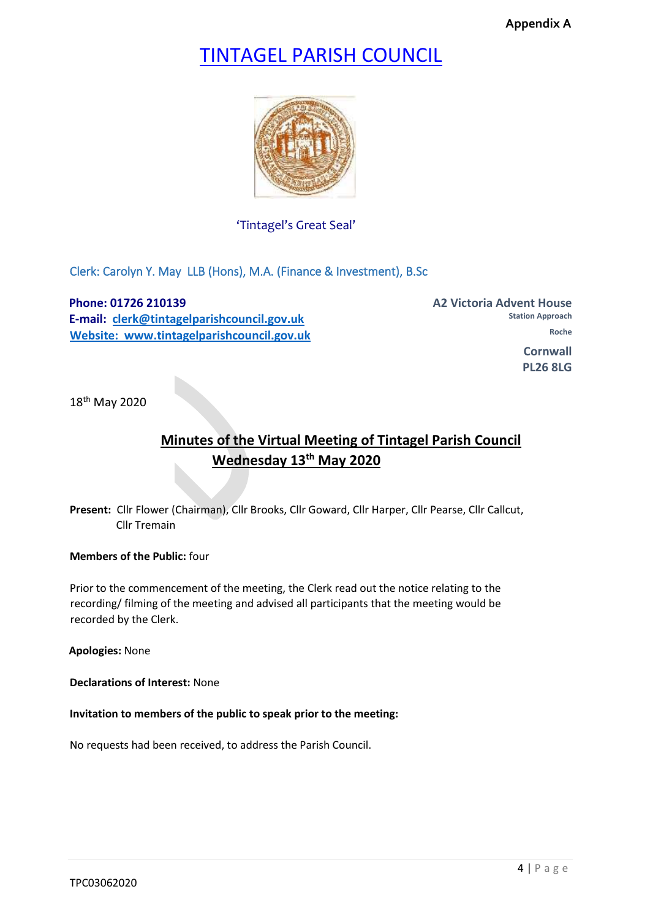**Appendix A**

# TINTAGEL PARISH COUNCIL

'Tintagel's Great Seal'

Clerk: Carolyn Y. May LLB (Hons), M.A. (Finance & Investment), B.Sc

**Phone: 01726 210139**
**E-mail: clerk@tintagelparishcouncil.gov.uk**
**Website: www.tintagelparishcouncil.gov.uk**

**A2 Victoria Advent House**
**Station Approach**
**Roche**
**Cornwall**
**PL26 8LG**

18th May 2020

## Minutes of the Virtual Meeting of Tintagel Parish Council Wednesday 13th May 2020

**Present:** Cllr Flower (Chairman), Cllr Brooks, Cllr Goward, Cllr Harper, Cllr Pearse, Cllr Callcut, Cllr Tremain

**Members of the Public:** four

Prior to the commencement of the meeting, the Clerk read out the notice relating to the recording/ filming of the meeting and advised all participants that the meeting would be recorded by the Clerk.

**Apologies:** None

**Declarations of Interest:** None

**Invitation to members of the public to speak prior to the meeting:**

No requests had been received, to address the Parish Council.

TPC03062020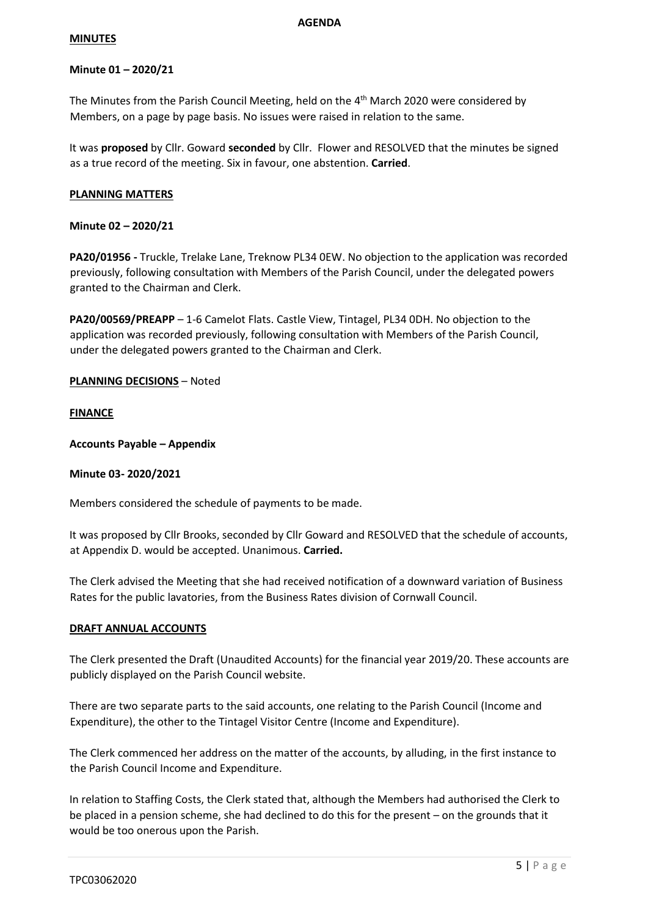**AGENDA**

**MINUTES**

**Minute 01 – 2020/21**

The Minutes from the Parish Council Meeting, held on the 4th March 2020 were considered by Members, on a page by page basis. No issues were raised in relation to the same.

It was **proposed** by Cllr. Goward **seconded** by Cllr. Flower and RESOLVED that the minutes be signed as a true record of the meeting. Six in favour, one abstention. **Carried**.

**PLANNING MATTERS**

**Minute 02 – 2020/21**

**PA20/01956 -** Truckle, Trelake Lane, Treknow PL34 0EW. No objection to the application was recorded previously, following consultation with Members of the Parish Council, under the delegated powers granted to the Chairman and Clerk.

**PA20/00569/PREAPP** – 1-6 Camelot Flats. Castle View, Tintagel, PL34 0DH. No objection to the application was recorded previously, following consultation with Members of the Parish Council, under the delegated powers granted to the Chairman and Clerk.

**PLANNING DECISIONS** – Noted

**FINANCE**

**Accounts Payable – Appendix**

**Minute 03- 2020/2021**

Members considered the schedule of payments to be made.

It was proposed by Cllr Brooks, seconded by Cllr Goward and RESOLVED that the schedule of accounts, at Appendix D. would be accepted. Unanimous. **Carried.**

The Clerk advised the Meeting that she had received notification of a downward variation of Business Rates for the public lavatories, from the Business Rates division of Cornwall Council.

**DRAFT ANNUAL ACCOUNTS**

The Clerk presented the Draft (Unaudited Accounts) for the financial year 2019/20. These accounts are publicly displayed on the Parish Council website.

There are two separate parts to the said accounts, one relating to the Parish Council (Income and Expenditure), the other to the Tintagel Visitor Centre (Income and Expenditure).

The Clerk commenced her address on the matter of the accounts, by alluding, in the first instance to the Parish Council Income and Expenditure.

In relation to Staffing Costs, the Clerk stated that, although the Members had authorised the Clerk to be placed in a pension scheme, she had declined to do this for the present – on the grounds that it would be too onerous upon the Parish.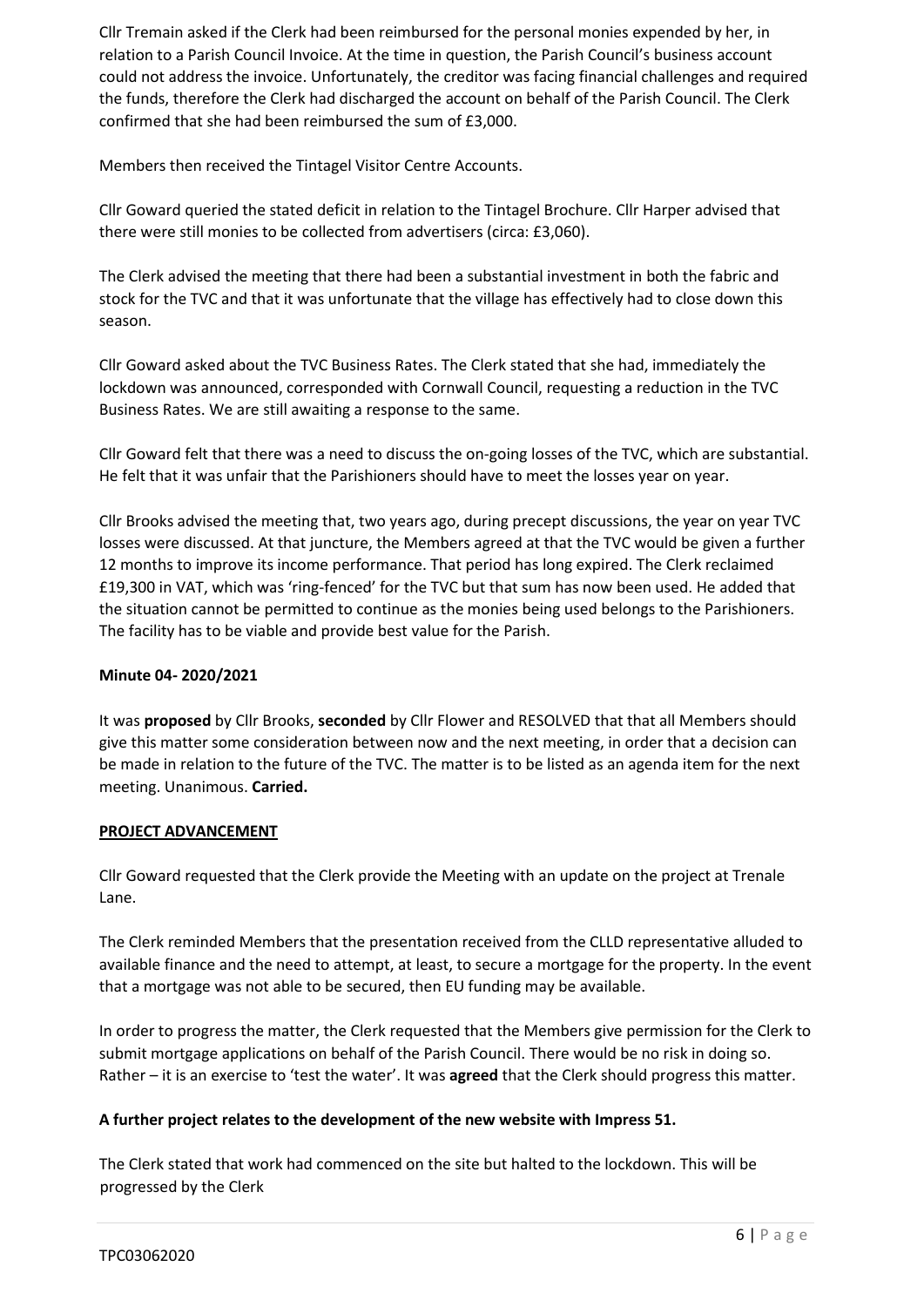Cllr Tremain asked if the Clerk had been reimbursed for the personal monies expended by her, in relation to a Parish Council Invoice. At the time in question, the Parish Council's business account could not address the invoice. Unfortunately, the creditor was facing financial challenges and required the funds, therefore the Clerk had discharged the account on behalf of the Parish Council. The Clerk confirmed that she had been reimbursed the sum of £3,000.

Members then received the Tintagel Visitor Centre Accounts.

Cllr Goward queried the stated deficit in relation to the Tintagel Brochure. Cllr Harper advised that there were still monies to be collected from advertisers (circa: £3,060).

The Clerk advised the meeting that there had been a substantial investment in both the fabric and stock for the TVC and that it was unfortunate that the village has effectively had to close down this season.

Cllr Goward asked about the TVC Business Rates. The Clerk stated that she had, immediately the lockdown was announced, corresponded with Cornwall Council, requesting a reduction in the TVC Business Rates. We are still awaiting a response to the same.

Cllr Goward felt that there was a need to discuss the on-going losses of the TVC, which are substantial. He felt that it was unfair that the Parishioners should have to meet the losses year on year.

Cllr Brooks advised the meeting that, two years ago, during precept discussions, the year on year TVC losses were discussed. At that juncture, the Members agreed at that the TVC would be given a further 12 months to improve its income performance. That period has long expired. The Clerk reclaimed £19,300 in VAT, which was 'ring-fenced' for the TVC but that sum has now been used. He added that the situation cannot be permitted to continue as the monies being used belongs to the Parishioners. The facility has to be viable and provide best value for the Parish.

**Minute 04- 2020/2021**

It was **proposed** by Cllr Brooks, **seconded** by Cllr Flower and RESOLVED that that all Members should give this matter some consideration between now and the next meeting, in order that a decision can be made in relation to the future of the TVC. The matter is to be listed as an agenda item for the next meeting. Unanimous. **Carried.**

**PROJECT ADVANCEMENT**

Cllr Goward requested that the Clerk provide the Meeting with an update on the project at Trenale Lane.

The Clerk reminded Members that the presentation received from the CLLD representative alluded to available finance and the need to attempt, at least, to secure a mortgage for the property. In the event that a mortgage was not able to be secured, then EU funding may be available.

In order to progress the matter, the Clerk requested that the Members give permission for the Clerk to submit mortgage applications on behalf of the Parish Council. There would be no risk in doing so. Rather – it is an exercise to 'test the water'. It was **agreed** that the Clerk should progress this matter.

**A further project relates to the development of the new website with Impress 51.**

The Clerk stated that work had commenced on the site but halted to the lockdown. This will be progressed by the Clerk

TPC03062020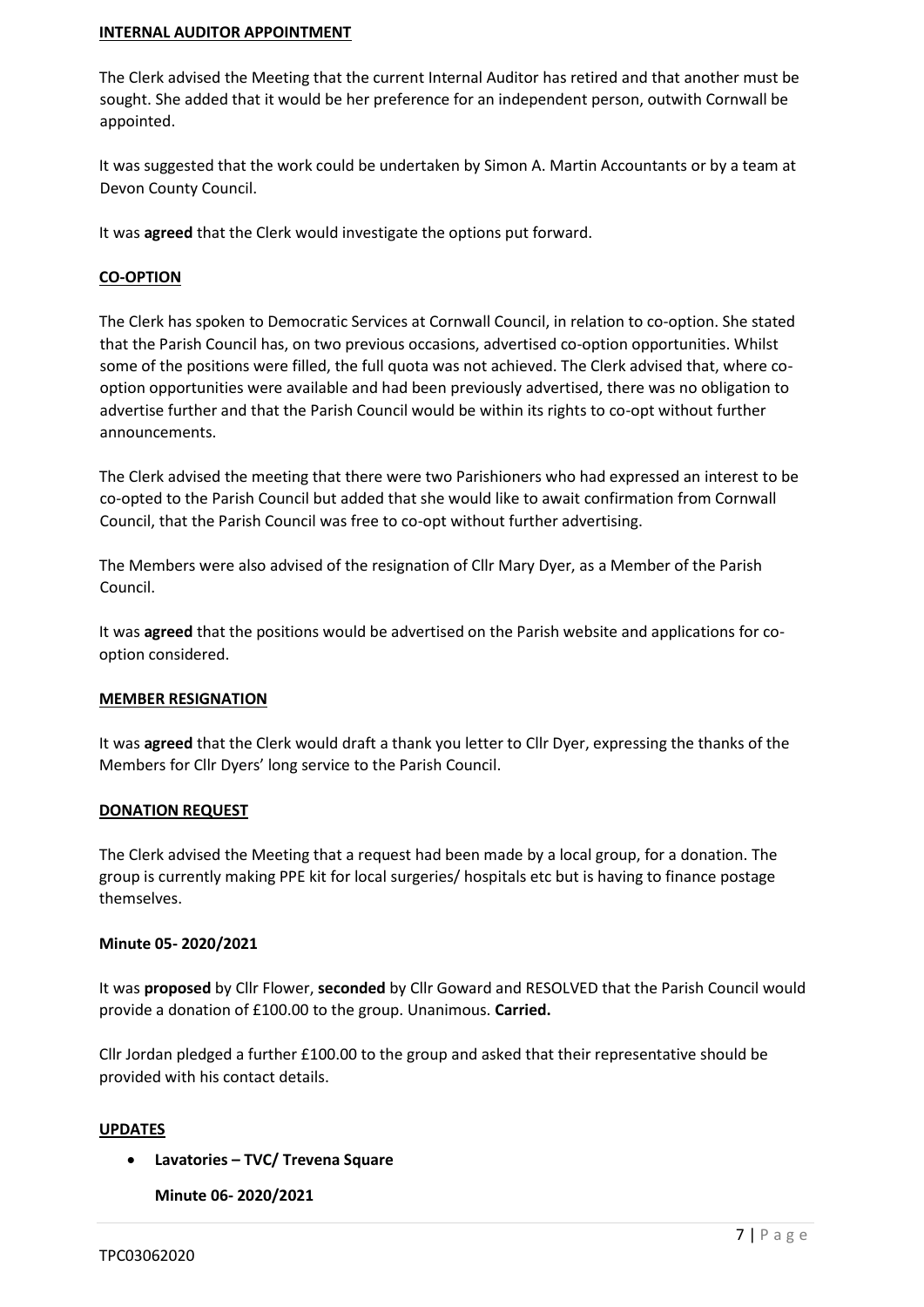**INTERNAL AUDITOR APPOINTMENT**

The Clerk advised the Meeting that the current Internal Auditor has retired and that another must be sought. She added that it would be her preference for an independent person, outwith Cornwall be appointed.

It was suggested that the work could be undertaken by Simon A. Martin Accountants or by a team at Devon County Council.

It was **agreed** that the Clerk would investigate the options put forward.

**CO-OPTION**

The Clerk has spoken to Democratic Services at Cornwall Council, in relation to co-option. She stated that the Parish Council has, on two previous occasions, advertised co-option opportunities. Whilst some of the positions were filled, the full quota was not achieved. The Clerk advised that, where co-option opportunities were available and had been previously advertised, there was no obligation to advertise further and that the Parish Council would be within its rights to co-opt without further announcements.

The Clerk advised the meeting that there were two Parishioners who had expressed an interest to be co-opted to the Parish Council but added that she would like to await confirmation from Cornwall Council, that the Parish Council was free to co-opt without further advertising.

The Members were also advised of the resignation of Cllr Mary Dyer, as a Member of the Parish Council.

It was **agreed** that the positions would be advertised on the Parish website and applications for co-option considered.

**MEMBER RESIGNATION**

It was **agreed** that the Clerk would draft a thank you letter to Cllr Dyer, expressing the thanks of the Members for Cllr Dyers' long service to the Parish Council.

**DONATION REQUEST**

The Clerk advised the Meeting that a request had been made by a local group, for a donation. The group is currently making PPE kit for local surgeries/ hospitals etc but is having to finance postage themselves.

**Minute 05- 2020/2021**

It was **proposed** by Cllr Flower, **seconded** by Cllr Goward and RESOLVED that the Parish Council would provide a donation of £100.00 to the group. Unanimous. **Carried.**

Cllr Jordan pledged a further £100.00 to the group and asked that their representative should be provided with his contact details.

**UPDATES**

- **Lavatories – TVC/ Trevena Square**

  **Minute 06- 2020/2021**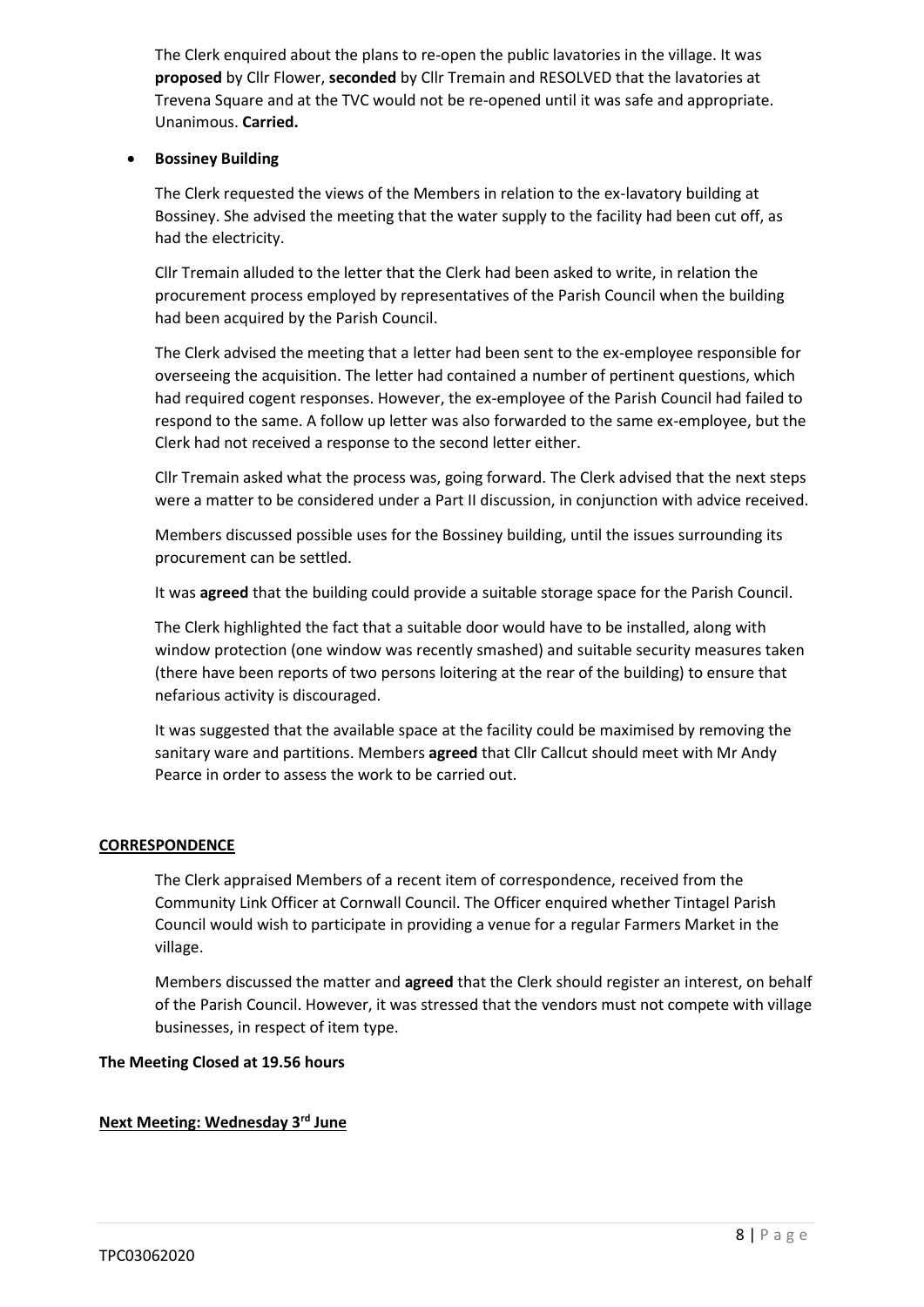The Clerk enquired about the plans to re-open the public lavatories in the village. It was **proposed** by Cllr Flower, **seconded** by Cllr Tremain and RESOLVED that the lavatories at Trevena Square and at the TVC would not be re-opened until it was safe and appropriate. Unanimous. **Carried.**

- **Bossiney Building**

The Clerk requested the views of the Members in relation to the ex-lavatory building at Bossiney. She advised the meeting that the water supply to the facility had been cut off, as had the electricity.

Cllr Tremain alluded to the letter that the Clerk had been asked to write, in relation the procurement process employed by representatives of the Parish Council when the building had been acquired by the Parish Council.

The Clerk advised the meeting that a letter had been sent to the ex-employee responsible for overseeing the acquisition. The letter had contained a number of pertinent questions, which had required cogent responses. However, the ex-employee of the Parish Council had failed to respond to the same. A follow up letter was also forwarded to the same ex-employee, but the Clerk had not received a response to the second letter either.

Cllr Tremain asked what the process was, going forward. The Clerk advised that the next steps were a matter to be considered under a Part II discussion, in conjunction with advice received.

Members discussed possible uses for the Bossiney building, until the issues surrounding its procurement can be settled.

It was **agreed** that the building could provide a suitable storage space for the Parish Council.

The Clerk highlighted the fact that a suitable door would have to be installed, along with window protection (one window was recently smashed) and suitable security measures taken (there have been reports of two persons loitering at the rear of the building) to ensure that nefarious activity is discouraged.

It was suggested that the available space at the facility could be maximised by removing the sanitary ware and partitions. Members **agreed** that Cllr Callcut should meet with Mr Andy Pearce in order to assess the work to be carried out.

**CORRESPONDENCE**

The Clerk appraised Members of a recent item of correspondence, received from the Community Link Officer at Cornwall Council. The Officer enquired whether Tintagel Parish Council would wish to participate in providing a venue for a regular Farmers Market in the village.

Members discussed the matter and **agreed** that the Clerk should register an interest, on behalf of the Parish Council. However, it was stressed that the vendors must not compete with village businesses, in respect of item type.

**The Meeting Closed at 19.56 hours**

**Next Meeting: Wednesday 3rd June**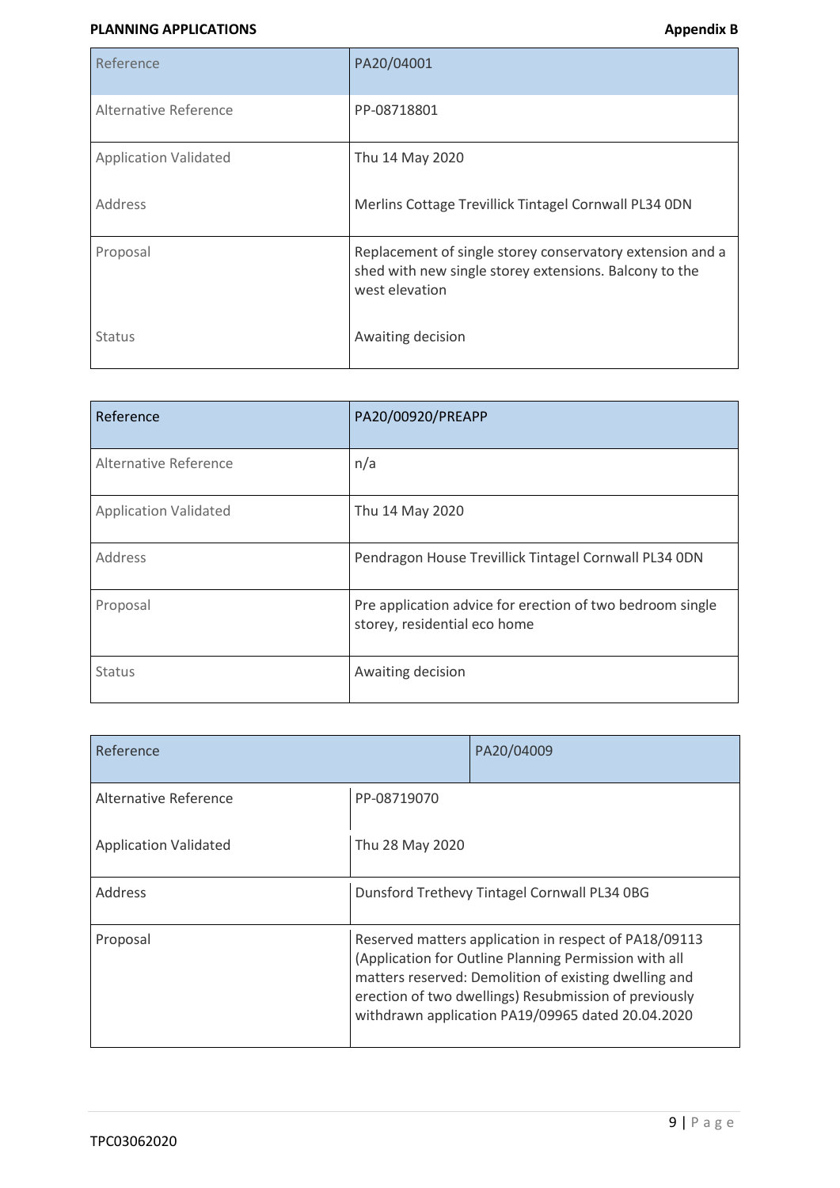**PLANNING APPLICATIONS** **Appendix B**

| Reference | PA20/04001 |
|---|---|
| Alternative Reference | PP-08718801 |
| Application Validated | Thu 14 May 2020 |
| Address | Merlins Cottage Trevillick Tintagel Cornwall PL34 0DN |
| Proposal | Replacement of single storey conservatory extension and a shed with new single storey extensions. Balcony to the west elevation |
| Status | Awaiting decision |

| Reference | PA20/00920/PREAPP |
|---|---|
| Alternative Reference | n/a |
| Application Validated | Thu 14 May 2020 |
| Address | Pendragon House Trevillick Tintagel Cornwall PL34 0DN |
| Proposal | Pre application advice for erection of two bedroom single storey, residential eco home |
| Status | Awaiting decision |

| Reference | PA20/04009 |
|---|---|
| Alternative Reference | PP-08719070 |
| Application Validated | Thu 28 May 2020 |
| Address | Dunsford Trethevy Tintagel Cornwall PL34 0BG |
| Proposal | Reserved matters application in respect of PA18/09113 (Application for Outline Planning Permission with all matters reserved: Demolition of existing dwelling and erection of two dwellings) Resubmission of previously withdrawn application PA19/09965 dated 20.04.2020 |

TPC03062020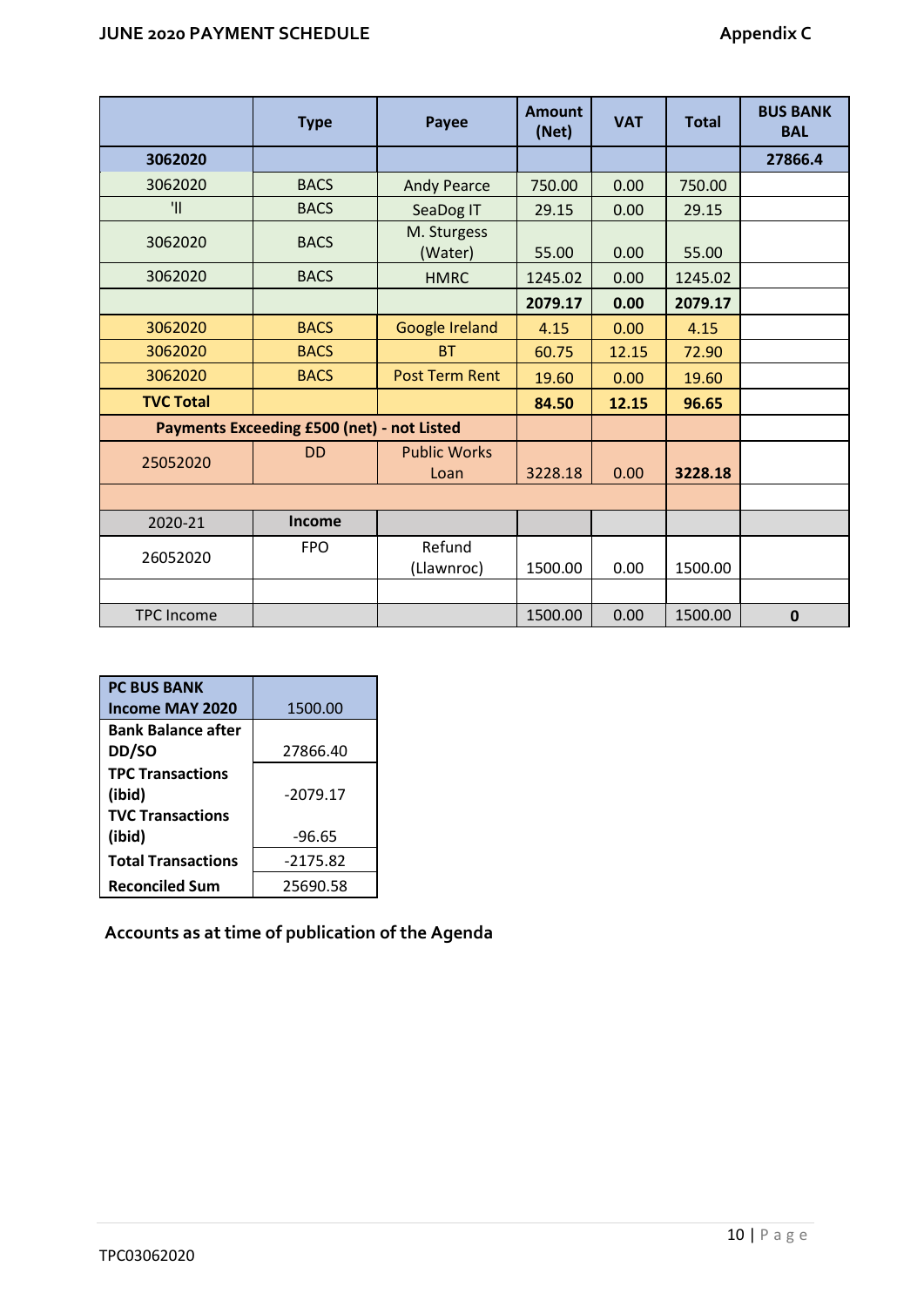## JUNE 2020 PAYMENT SCHEDULE

**Appendix C**

| | Type | Payee | Amount (Net) | VAT | Total | BUS BANK BAL |
|---|---|---|---|---|---|---|
| **3062020** | | | | | | **27866.4** |
| 3062020 | BACS | Andy Pearce | 750.00 | 0.00 | 750.00 | |
| 'll | BACS | SeaDog IT | 29.15 | 0.00 | 29.15 | |
| 3062020 | BACS | M. Sturgess (Water) | 55.00 | 0.00 | 55.00 | |
| 3062020 | BACS | HMRC | 1245.02 | 0.00 | 1245.02 | |
| | | | **2079.17** | **0.00** | **2079.17** | |
| 3062020 | BACS | Google Ireland | 4.15 | 0.00 | 4.15 | |
| 3062020 | BACS | BT | 60.75 | 12.15 | 72.90 | |
| 3062020 | BACS | Post Term Rent | 19.60 | 0.00 | 19.60 | |
| **TVC Total** | | | **84.50** | **12.15** | **96.65** | |
| **Payments Exceeding £500 (net) - not Listed** | | | | | | |
| 25052020 | DD | Public Works Loan | 3228.18 | 0.00 | **3228.18** | |
| | | | | | | |
| 2020-21 | **Income** | | | | | |
| 26052020 | FPO | Refund (Llawnroc) | 1500.00 | 0.00 | 1500.00 | |
| | | | | | | |
| TPC Income | | | 1500.00 | 0.00 | 1500.00 | **0** |

| | |
|---|---|
| **PC BUS BANK Income MAY 2020** | 1500.00 |
| **Bank Balance after DD/SO** | 27866.40 |
| **TPC Transactions (ibid)** | -2079.17 |
| **TVC Transactions (ibid)** | -96.65 |
| **Total Transactions** | -2175.82 |
| **Reconciled Sum** | 25690.58 |

**Accounts as at time of publication of the Agenda**

TPC03062020